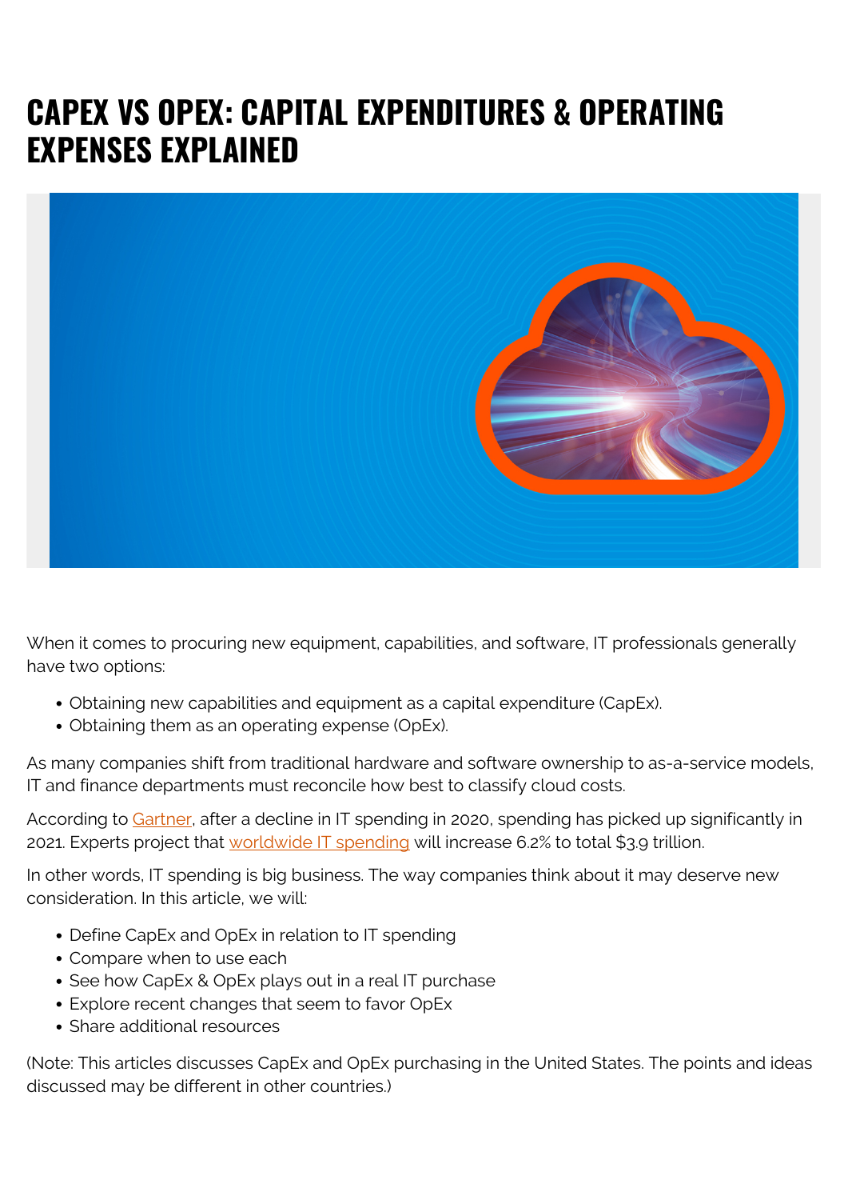# CAPEX VS OPEX: CAPITAL EXPENDITURES & OPERATING EXPENSES EXPLAINED

When it comes to procuring new equipment, capabilities, and software, IT professionals generally have two options:

- Obtaining new capabilities and equipment as a capital expenditure (CapEx).
- Obtaining them as an operating expense (OpEx).

As many companies shift from traditional hardware and software ownership to as-a-service models, IT and finance departments must reconcile how best to classify cloud costs.

According to Gartner, after a decline in IT spending in 2020, spending has picked up significantly in 2021. Experts project that worldwide IT spending will increase 6.2% to total $3.9 trillion.

In other words, IT spending is big business. The way companies think about it may deserve new consideration. In this article, we will:

- Define CapEx and OpEx in relation to IT spending
- Compare when to use each
- See how CapEx & OpEx plays out in a real IT purchase
- Explore recent changes that seem to favor OpEx
- Share additional resources

(Note: This articles discusses CapEx and OpEx purchasing in the United States. The points and ideas discussed may be different in other countries.)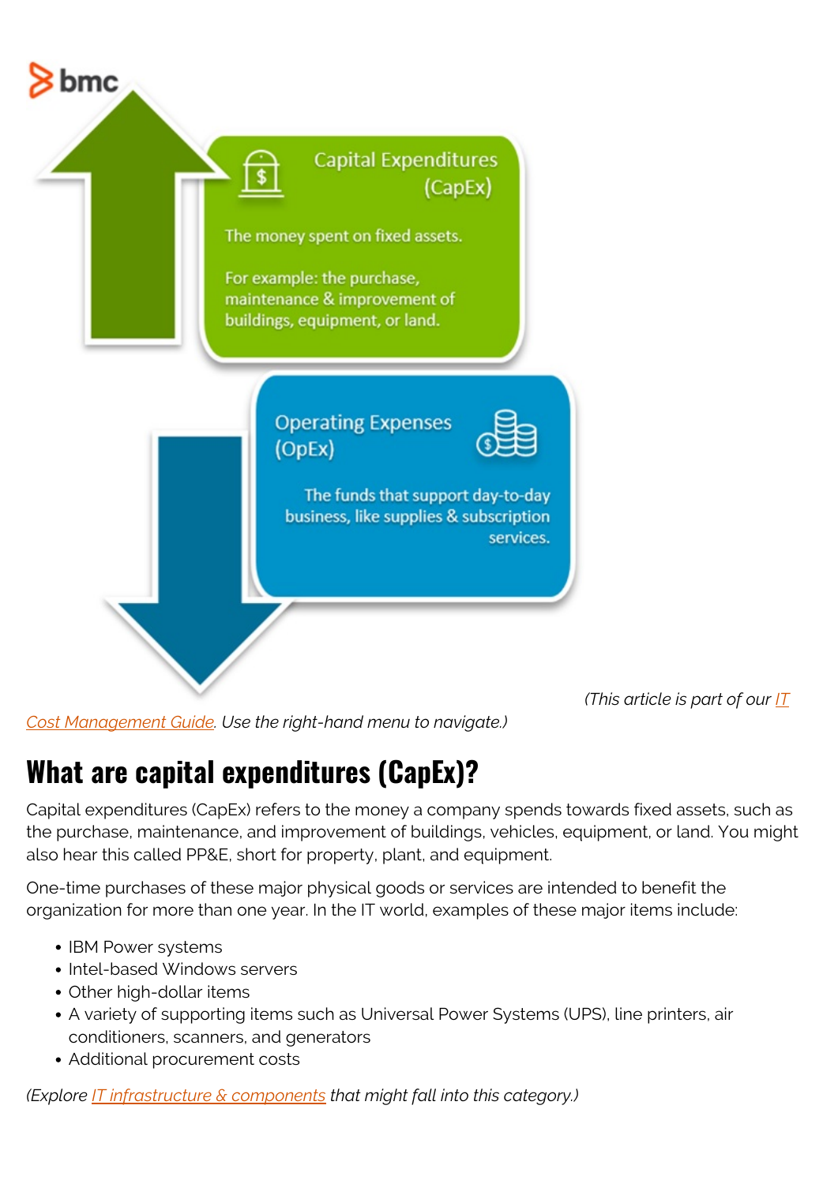bmc

**Capital Expenditures (CapEx)**

The money spent on fixed assets.

For example: the purchase, maintenance & improvement of buildings, equipment, or land.

**Operating Expenses (OpEx)**

The funds that support day-to-day business, like supplies & subscription services.

*(This article is part of our IT Cost Management Guide. Use the right-hand menu to navigate.)*

## What are capital expenditures (CapEx)?

Capital expenditures (CapEx) refers to the money a company spends towards fixed assets, such as the purchase, maintenance, and improvement of buildings, vehicles, equipment, or land. You might also hear this called PP&E, short for property, plant, and equipment.

One-time purchases of these major physical goods or services are intended to benefit the organization for more than one year. In the IT world, examples of these major items include:

- IBM Power systems
- Intel-based Windows servers
- Other high-dollar items
- A variety of supporting items such as Universal Power Systems (UPS), line printers, air conditioners, scanners, and generators
- Additional procurement costs

*(Explore IT infrastructure & components that might fall into this category.)*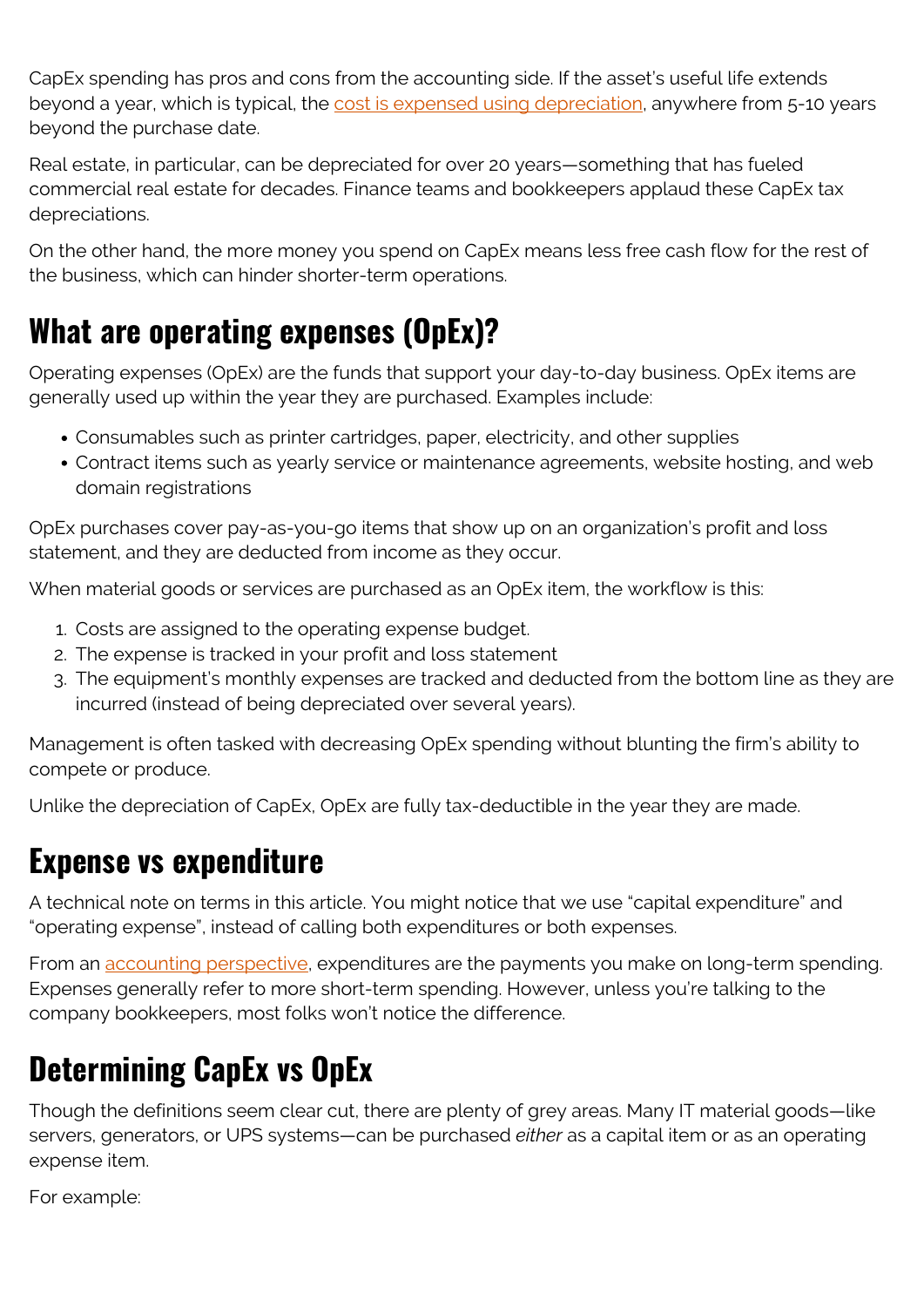CapEx spending has pros and cons from the accounting side. If the asset's useful life extends beyond a year, which is typical, the [cost is expensed using depreciation](), anywhere from 5-10 years beyond the purchase date.

Real estate, in particular, can be depreciated for over 20 years—something that has fueled commercial real estate for decades. Finance teams and bookkeepers applaud these CapEx tax depreciations.

On the other hand, the more money you spend on CapEx means less free cash flow for the rest of the business, which can hinder shorter-term operations.

## What are operating expenses (OpEx)?

Operating expenses (OpEx) are the funds that support your day-to-day business. OpEx items are generally used up within the year they are purchased. Examples include:

- Consumables such as printer cartridges, paper, electricity, and other supplies
- Contract items such as yearly service or maintenance agreements, website hosting, and web domain registrations

OpEx purchases cover pay-as-you-go items that show up on an organization's profit and loss statement, and they are deducted from income as they occur.

When material goods or services are purchased as an OpEx item, the workflow is this:

1. Costs are assigned to the operating expense budget.
2. The expense is tracked in your profit and loss statement
3. The equipment's monthly expenses are tracked and deducted from the bottom line as they are incurred (instead of being depreciated over several years).

Management is often tasked with decreasing OpEx spending without blunting the firm's ability to compete or produce.

Unlike the depreciation of CapEx, OpEx are fully tax-deductible in the year they are made.

## Expense vs expenditure

A technical note on terms in this article. You might notice that we use "capital expenditure" and "operating expense", instead of calling both expenditures or both expenses.

From an [accounting perspective](), expenditures are the payments you make on long-term spending. Expenses generally refer to more short-term spending. However, unless you're talking to the company bookkeepers, most folks won't notice the difference.

## Determining CapEx vs OpEx

Though the definitions seem clear cut, there are plenty of grey areas. Many IT material goods—like servers, generators, or UPS systems—can be purchased *either* as a capital item or as an operating expense item.

For example: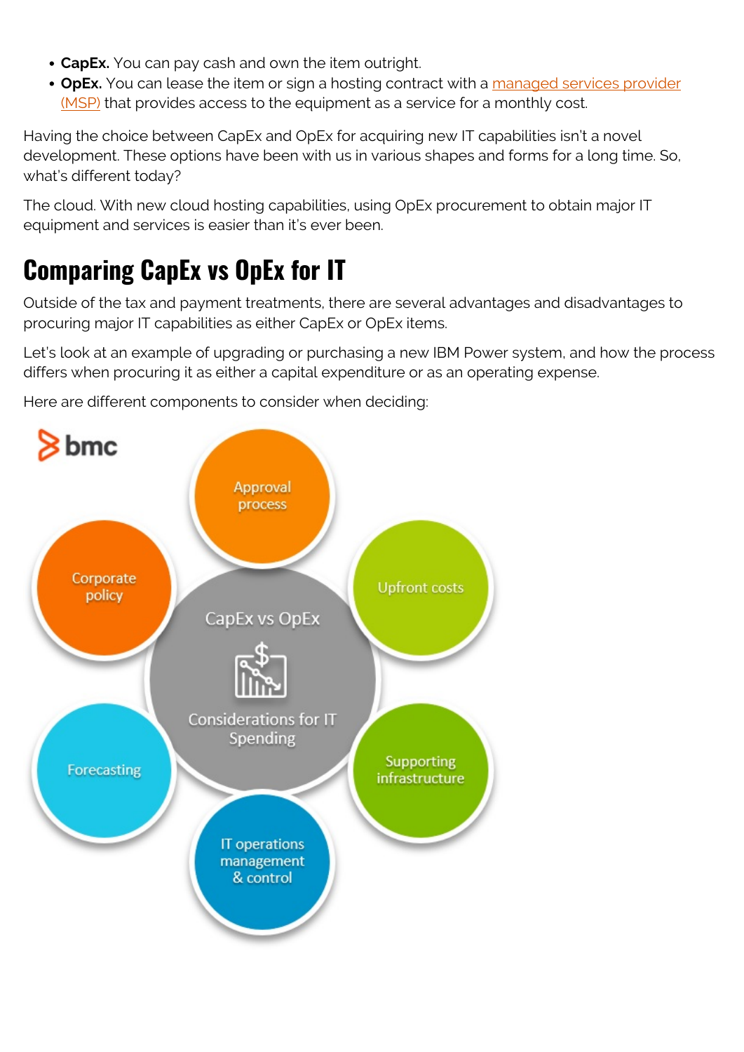- **CapEx.** You can pay cash and own the item outright.
- **OpEx.** You can lease the item or sign a hosting contract with a managed services provider (MSP) that provides access to the equipment as a service for a monthly cost.

Having the choice between CapEx and OpEx for acquiring new IT capabilities isn't a novel development. These options have been with us in various shapes and forms for a long time. So, what's different today?

The cloud. With new cloud hosting capabilities, using OpEx procurement to obtain major IT equipment and services is easier than it's ever been.

## Comparing CapEx vs OpEx for IT

Outside of the tax and payment treatments, there are several advantages and disadvantages to procuring major IT capabilities as either CapEx or OpEx items.

Let's look at an example of upgrading or purchasing a new IBM Power system, and how the process differs when procuring it as either a capital expenditure or as an operating expense.

Here are different components to consider when deciding:

bmc

CapEx vs OpEx

Considerations for IT Spending

- Approval process
- Upfront costs
- Supporting infrastructure
- IT operations management & control
- Forecasting
- Corporate policy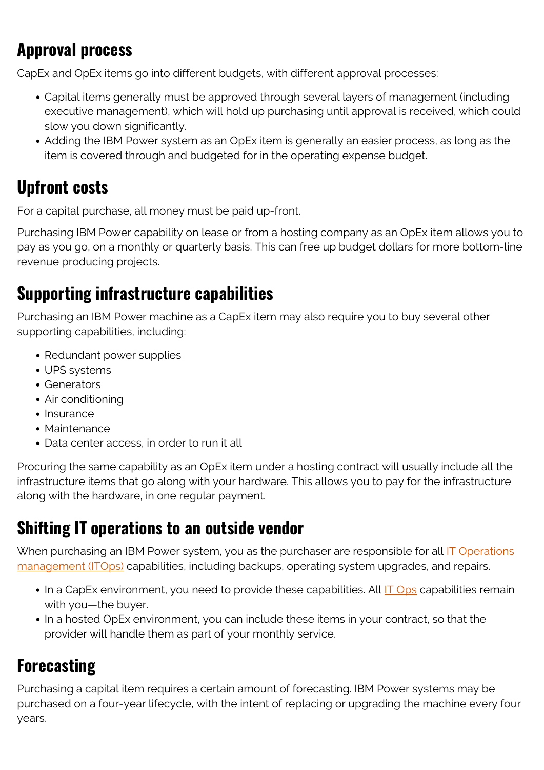## Approval process

CapEx and OpEx items go into different budgets, with different approval processes:

- Capital items generally must be approved through several layers of management (including executive management), which will hold up purchasing until approval is received, which could slow you down significantly.
- Adding the IBM Power system as an OpEx item is generally an easier process, as long as the item is covered through and budgeted for in the operating expense budget.

## Upfront costs

For a capital purchase, all money must be paid up-front.

Purchasing IBM Power capability on lease or from a hosting company as an OpEx item allows you to pay as you go, on a monthly or quarterly basis. This can free up budget dollars for more bottom-line revenue producing projects.

## Supporting infrastructure capabilities

Purchasing an IBM Power machine as a CapEx item may also require you to buy several other supporting capabilities, including:

- Redundant power supplies
- UPS systems
- Generators
- Air conditioning
- Insurance
- Maintenance
- Data center access, in order to run it all

Procuring the same capability as an OpEx item under a hosting contract will usually include all the infrastructure items that go along with your hardware. This allows you to pay for the infrastructure along with the hardware, in one regular payment.

## Shifting IT operations to an outside vendor

When purchasing an IBM Power system, you as the purchaser are responsible for all IT Operations management (ITOps) capabilities, including backups, operating system upgrades, and repairs.

- In a CapEx environment, you need to provide these capabilities. All IT Ops capabilities remain with you—the buyer.
- In a hosted OpEx environment, you can include these items in your contract, so that the provider will handle them as part of your monthly service.

## Forecasting

Purchasing a capital item requires a certain amount of forecasting. IBM Power systems may be purchased on a four-year lifecycle, with the intent of replacing or upgrading the machine every four years.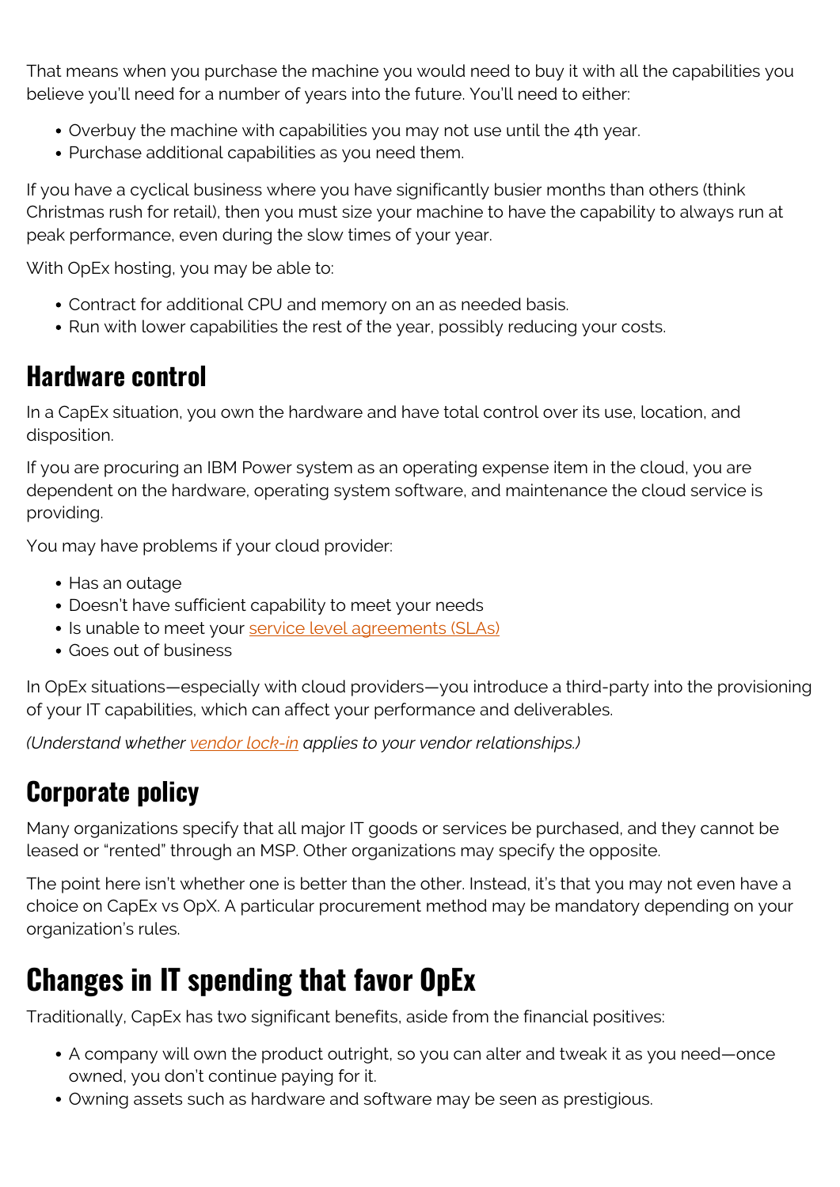That means when you purchase the machine you would need to buy it with all the capabilities you believe you'll need for a number of years into the future. You'll need to either:

- Overbuy the machine with capabilities you may not use until the 4th year.
- Purchase additional capabilities as you need them.

If you have a cyclical business where you have significantly busier months than others (think Christmas rush for retail), then you must size your machine to have the capability to always run at peak performance, even during the slow times of your year.

With OpEx hosting, you may be able to:

- Contract for additional CPU and memory on an as needed basis.
- Run with lower capabilities the rest of the year, possibly reducing your costs.

## Hardware control

In a CapEx situation, you own the hardware and have total control over its use, location, and disposition.

If you are procuring an IBM Power system as an operating expense item in the cloud, you are dependent on the hardware, operating system software, and maintenance the cloud service is providing.

You may have problems if your cloud provider:

- Has an outage
- Doesn't have sufficient capability to meet your needs
- Is unable to meet your service level agreements (SLAs)
- Goes out of business

In OpEx situations—especially with cloud providers—you introduce a third-party into the provisioning of your IT capabilities, which can affect your performance and deliverables.

*(Understand whether vendor lock-in applies to your vendor relationships.)*

## Corporate policy

Many organizations specify that all major IT goods or services be purchased, and they cannot be leased or "rented" through an MSP. Other organizations may specify the opposite.

The point here isn't whether one is better than the other. Instead, it's that you may not even have a choice on CapEx vs OpX. A particular procurement method may be mandatory depending on your organization's rules.

# Changes in IT spending that favor OpEx

Traditionally, CapEx has two significant benefits, aside from the financial positives:

- A company will own the product outright, so you can alter and tweak it as you need—once owned, you don't continue paying for it.
- Owning assets such as hardware and software may be seen as prestigious.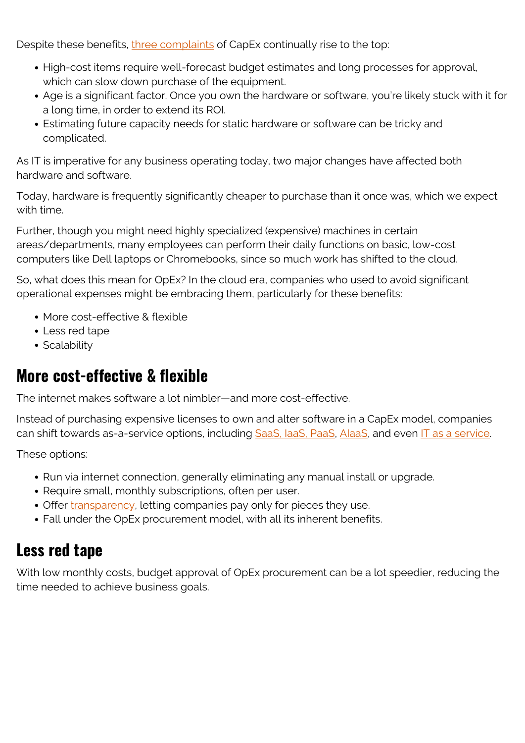Despite these benefits, three complaints of CapEx continually rise to the top:

- High-cost items require well-forecast budget estimates and long processes for approval, which can slow down purchase of the equipment.
- Age is a significant factor. Once you own the hardware or software, you're likely stuck with it for a long time, in order to extend its ROI.
- Estimating future capacity needs for static hardware or software can be tricky and complicated.

As IT is imperative for any business operating today, two major changes have affected both hardware and software.

Today, hardware is frequently significantly cheaper to purchase than it once was, which we expect with time.

Further, though you might need highly specialized (expensive) machines in certain areas/departments, many employees can perform their daily functions on basic, low-cost computers like Dell laptops or Chromebooks, since so much work has shifted to the cloud.

So, what does this mean for OpEx? In the cloud era, companies who used to avoid significant operational expenses might be embracing them, particularly for these benefits:

- More cost-effective & flexible
- Less red tape
- Scalability

## More cost-effective & flexible

The internet makes software a lot nimbler—and more cost-effective.

Instead of purchasing expensive licenses to own and alter software in a CapEx model, companies can shift towards as-a-service options, including SaaS, IaaS, PaaS, AIaaS, and even IT as a service.

These options:

- Run via internet connection, generally eliminating any manual install or upgrade.
- Require small, monthly subscriptions, often per user.
- Offer transparency, letting companies pay only for pieces they use.
- Fall under the OpEx procurement model, with all its inherent benefits.

## Less red tape

With low monthly costs, budget approval of OpEx procurement can be a lot speedier, reducing the time needed to achieve business goals.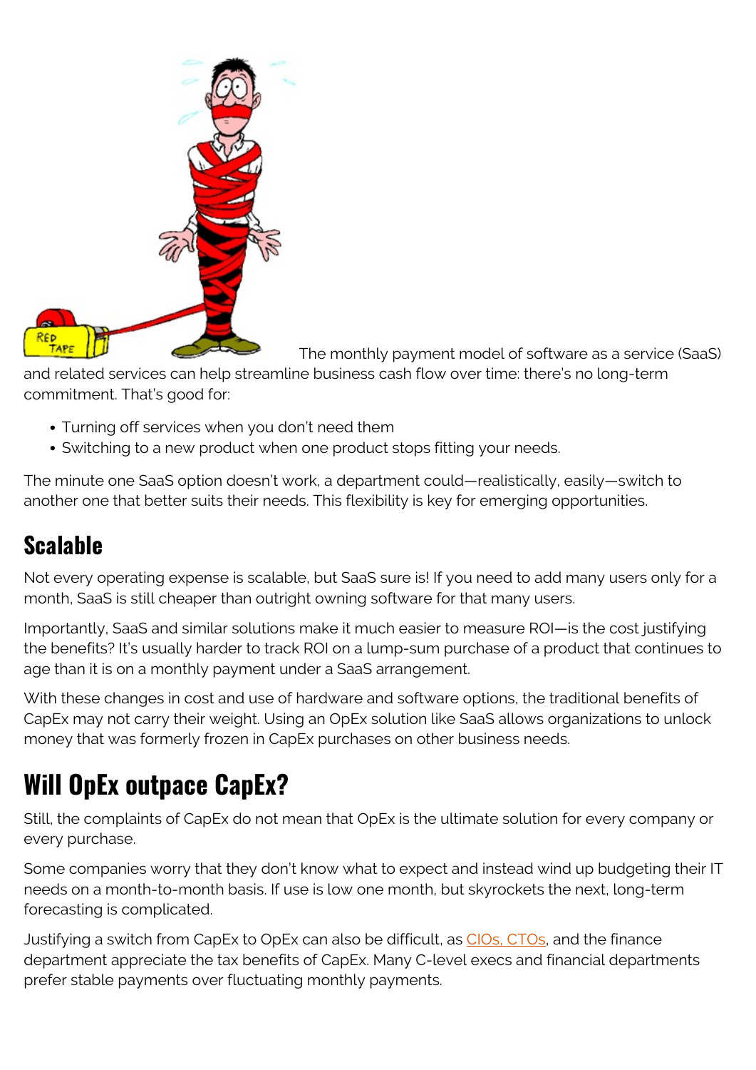The monthly payment model of software as a service (SaaS) and related services can help streamline business cash flow over time: there's no long-term commitment. That's good for:

- Turning off services when you don't need them
- Switching to a new product when one product stops fitting your needs.

The minute one SaaS option doesn't work, a department could—realistically, easily—switch to another one that better suits their needs. This flexibility is key for emerging opportunities.

## Scalable

Not every operating expense is scalable, but SaaS sure is! If you need to add many users only for a month, SaaS is still cheaper than outright owning software for that many users.

Importantly, SaaS and similar solutions make it much easier to measure ROI—is the cost justifying the benefits? It's usually harder to track ROI on a lump-sum purchase of a product that continues to age than it is on a monthly payment under a SaaS arrangement.

With these changes in cost and use of hardware and software options, the traditional benefits of CapEx may not carry their weight. Using an OpEx solution like SaaS allows organizations to unlock money that was formerly frozen in CapEx purchases on other business needs.

# Will OpEx outpace CapEx?

Still, the complaints of CapEx do not mean that OpEx is the ultimate solution for every company or every purchase.

Some companies worry that they don't know what to expect and instead wind up budgeting their IT needs on a month-to-month basis. If use is low one month, but skyrockets the next, long-term forecasting is complicated.

Justifying a switch from CapEx to OpEx can also be difficult, as CIOs, CTOs, and the finance department appreciate the tax benefits of CapEx. Many C-level execs and financial departments prefer stable payments over fluctuating monthly payments.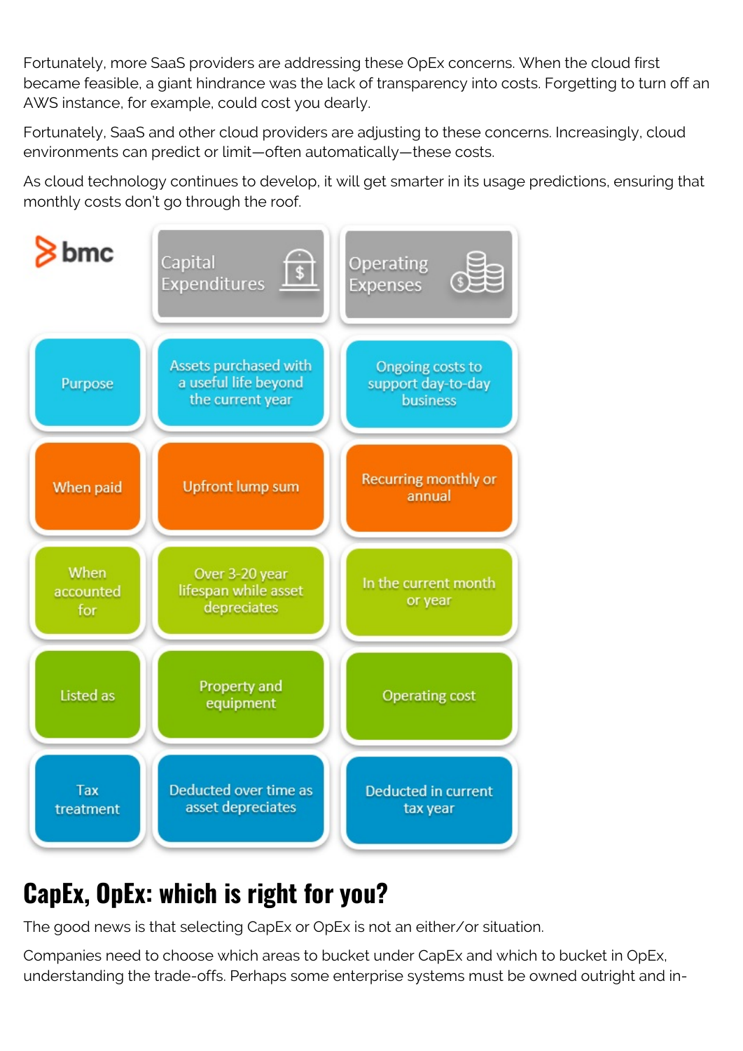Fortunately, more SaaS providers are addressing these OpEx concerns. When the cloud first became feasible, a giant hindrance was the lack of transparency into costs. Forgetting to turn off an AWS instance, for example, could cost you dearly.

Fortunately, SaaS and other cloud providers are adjusting to these concerns. Increasingly, cloud environments can predict or limit—often automatically—these costs.

As cloud technology continues to develop, it will get smarter in its usage predictions, ensuring that monthly costs don't go through the roof.

| bmc | Capital Expenditures | Operating Expenses |
| --- | --- | --- |
| Purpose | Assets purchased with a useful life beyond the current year | Ongoing costs to support day-to-day business |
| When paid | Upfront lump sum | Recurring monthly or annual |
| When accounted for | Over 3-20 year lifespan while asset depreciates | In the current month or year |
| Listed as | Property and equipment | Operating cost |
| Tax treatment | Deducted over time as asset depreciates | Deducted in current tax year |

## CapEx, OpEx: which is right for you?

The good news is that selecting CapEx or OpEx is not an either/or situation.

Companies need to choose which areas to bucket under CapEx and which to bucket in OpEx, understanding the trade-offs. Perhaps some enterprise systems must be owned outright and in-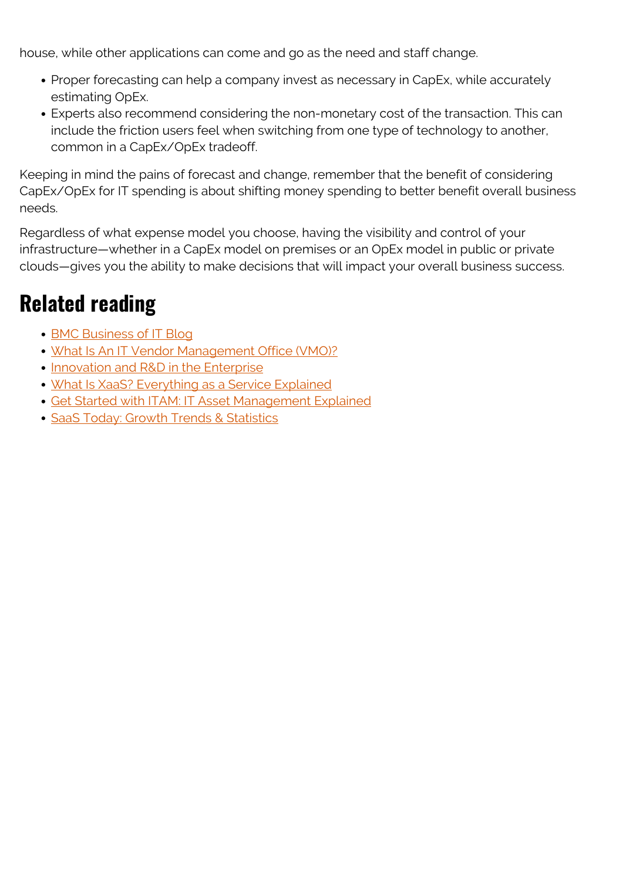house, while other applications can come and go as the need and staff change.

- Proper forecasting can help a company invest as necessary in CapEx, while accurately estimating OpEx.
- Experts also recommend considering the non-monetary cost of the transaction. This can include the friction users feel when switching from one type of technology to another, common in a CapEx/OpEx tradeoff.

Keeping in mind the pains of forecast and change, remember that the benefit of considering CapEx/OpEx for IT spending is about shifting money spending to better benefit overall business needs.

Regardless of what expense model you choose, having the visibility and control of your infrastructure—whether in a CapEx model on premises or an OpEx model in public or private clouds—gives you the ability to make decisions that will impact your overall business success.

## Related reading

- BMC Business of IT Blog
- What Is An IT Vendor Management Office (VMO)?
- Innovation and R&D in the Enterprise
- What Is XaaS? Everything as a Service Explained
- Get Started with ITAM: IT Asset Management Explained
- SaaS Today: Growth Trends & Statistics